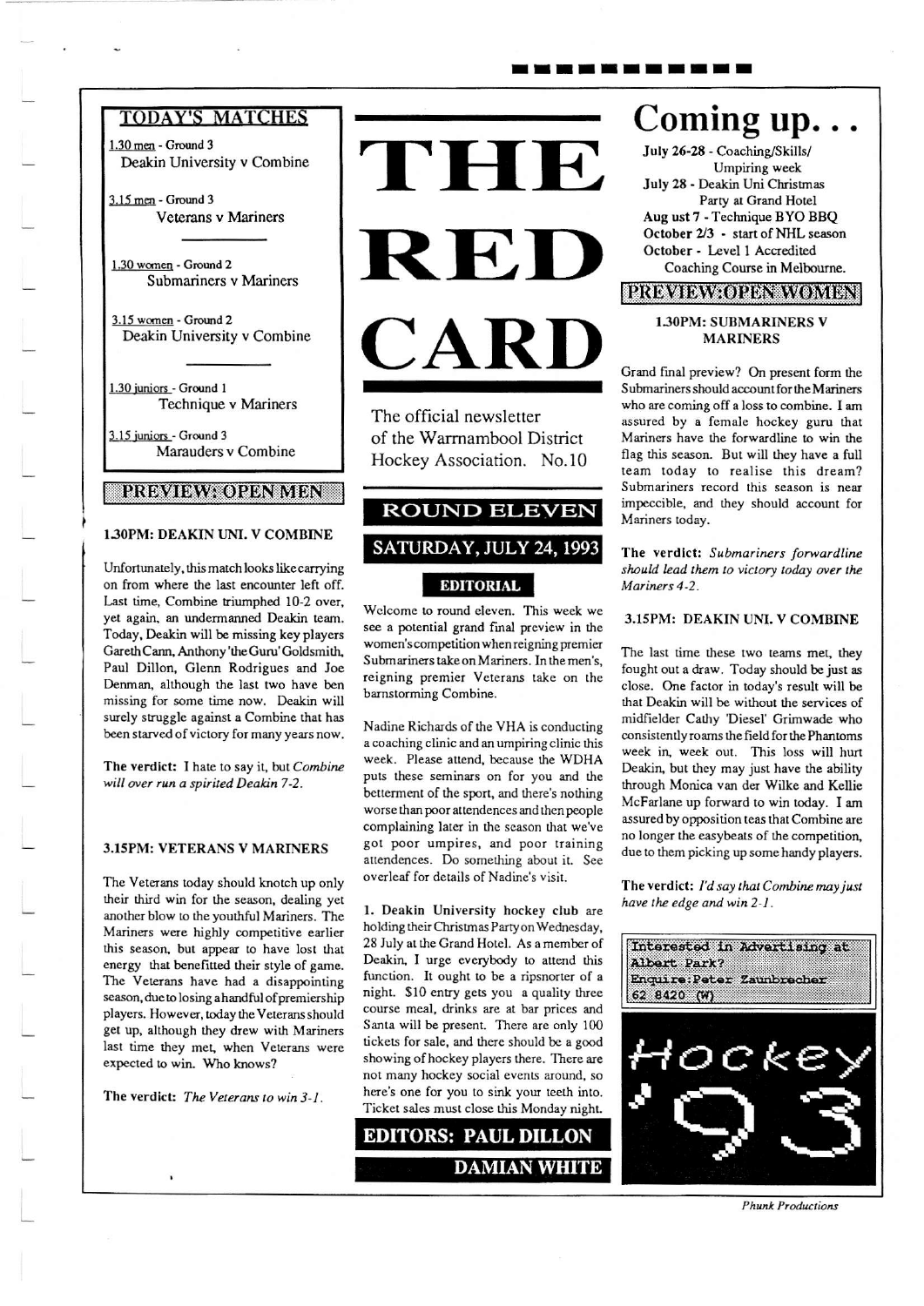# THE RED CARD

The official newsletter of the Warrnambool District Hockey Association. No.10

## ROUND ELEVEN

## SATURDAY, JULY 24, 1993

### TODAY'S MATCHES

1.30 men - Ground 3
Deakin University v Combine

3.15 men - Ground 3
Veterans v Mariners

1.30 women - Ground 2
Submariners v Mariners

3.15 women - Ground 2
Deakin University v Combine

1.30 juniors - Ground 1
Technique v Mariners

3.15 juniors - Ground 3
Marauders v Combine

### PREVIEW: OPEN MEN

**1.30PM: DEAKIN UNI. V COMBINE**

Unfortunately, this match looks like carrying on from where the last encounter left off. Last time, Combine triumphed 10-2 over, yet again, an undermanned Deakin team. Today, Deakin will be missing key players Gareth Cann, Anthony 'the Guru' Goldsmith, Paul Dillon, Glenn Rodrigues and Joe Denman, although the last two have been missing for some time now. Deakin will surely struggle against a Combine that has been starved of victory for many years now.

**The verdict:** I hate to say it, but *Combine will over run a spirited Deakin 7-2.*

**3.15PM: VETERANS V MARINERS**

The Veterans today should knotch up only their third win for the season, dealing yet another blow to the youthful Mariners. The Mariners were highly competitive earlier this season, but appear to have lost that energy that benefitted their style of game. The Veterans have had a disappointing season, due to losing a handful of premiership players. However, today the Veterans should get up, although they drew with Mariners last time they met, when Veterans were expected to win. Who knows?

**The verdict:** *The Veterans to win 3-1.*

### EDITORIAL

Welcome to round eleven. This week we see a potential grand final preview in the women's competition when reigning premier Submariners take on Mariners. In the men's, reigning premier Veterans take on the barnstorming Combine.

Nadine Richards of the VHA is conducting a coaching clinic and an umpiring clinic this week. Please attend, because the WDHA puts these seminars on for you and the betterment of the sport, and there's nothing worse than poor attendences and then people complaining later in the season that we've got poor umpires, and poor training attendences. Do something about it. See overleaf for details of Nadine's visit.

**1. Deakin University hockey club** are holding their Christmas Party on Wednesday, 28 July at the Grand Hotel. As a member of Deakin, I urge everybody to attend this function. It ought to be a ripsnorter of a night. $10 entry gets you a quality three course meal, drinks are at bar prices and Santa will be present. There are only 100 tickets for sale, and there should be a good showing of hockey players there. There are not many hockey social events around, so here's one for you to sink your teeth into. Ticket sales must close this Monday night.

**EDITORS: PAUL DILLON**
**DAMIAN WHITE**

# Coming up...

**July 26-28** - Coaching/Skills/ Umpiring week
**July 28** - Deakin Uni Christmas Party at Grand Hotel
**Aug ust 7** - Technique BYO BBQ
**October 2/3** - start of NHL season
**October** - Level 1 Accredited Coaching Course in Melbourne.

### PREVIEW: OPEN WOMEN

**1.30PM: SUBMARINERS V MARINERS**

Grand final preview? On present form the Submariners should account for the Mariners who are coming off a loss to combine. I am assured by a female hockey guru that Mariners have the forwardline to win the flag this season. But will they have a full team today to realise this dream? Submariners record this season is near impeccible, and they should account for Mariners today.

**The verdict:** *Submariners forwardline should lead them to victory today over the Mariners 4-2.*

**3.15PM: DEAKIN UNI. V COMBINE**

The last time these two teams met, they fought out a draw. Today should be just as close. One factor in today's result will be that Deakin will be without the services of midfielder Cathy 'Diesel' Grimwade who consistently roams the field for the Phantoms week in, week out. This loss will hurt Deakin, but they may just have the ability through Monica van der Wilke and Kellie McFarlane up forward to win today. I am assured by opposition teas that Combine are no longer the easybeats of the competition, due to them picking up some handy players.

**The verdict:** *I'd say that Combine may just have the edge and win 2-1.*

Interested in Advertising at Albert Park?
Enquire: Peter Zaunbrecher
62 8420 (W)

Hockey '93

*Phunk Productions*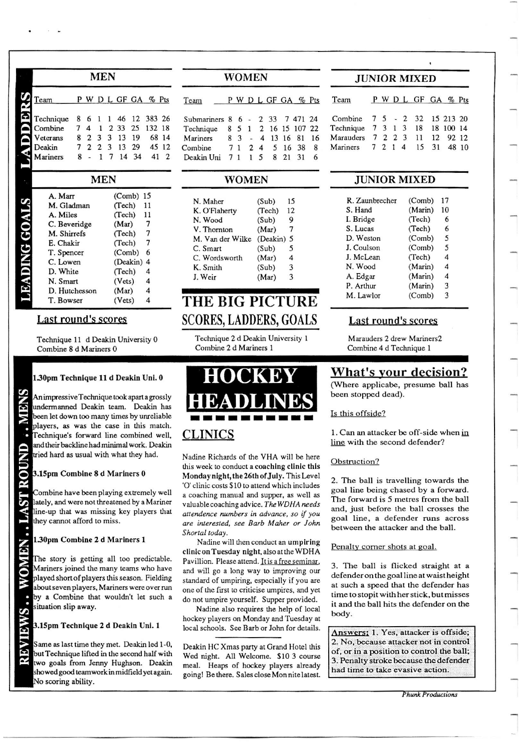# LADDERS

## MEN

| Team | P | W | D | L | GF | GA | % | Pts |
|---|---|---|---|---|---|---|---|---|
| Technique | 8 | 6 | 1 | 1 | 46 | 12 | 383 | 26 |
| Combine | 7 | 4 | 1 | 2 | 33 | 25 | 132 | 18 |
| Veterans | 8 | 2 | 3 | 3 | 13 | 19 | 68 | 14 |
| Deakin | 7 | 2 | 2 | 3 | 13 | 29 | 45 | 12 |
| Mariners | 8 | - | 1 | 7 | 14 | 34 | 41 | 2 |

## WOMEN

| Team | P | W | D | L | GF | GA | % | Pts |
|---|---|---|---|---|---|---|---|---|
| Submariners | 8 | 6 | - | 2 | 33 | 7 | 471 | 24 |
| Technique | 8 | 5 | 1 | 2 | 16 | 15 | 107 | 22 |
| Mariners | 8 | 3 | - | 4 | 13 | 16 | 81 | 16 |
| Combine | 7 | 1 | 2 | 4 | 5 | 16 | 38 | 8 |
| Deakin Uni | 7 | 1 | 1 | 5 | 8 | 21 | 31 | 6 |

## JUNIOR MIXED

| Team | P | W | D | L | GF | GA | % | Pts |
|---|---|---|---|---|---|---|---|---|
| Combine | 7 | 5 | - | 2 | 32 | 15 | 213 | 20 |
| Technique | 7 | 3 | 1 | 3 | 18 | 18 | 100 | 14 |
| Marauders | 7 | 2 | 2 | 3 | 11 | 12 | 92 | 12 |
| Mariners | 7 | 2 | 1 | 4 | 15 | 31 | 48 | 10 |

# LEADING GOALS

## MEN

| | | |
|---|---|---|
| A. Marr | (Comb) | 15 |
| M. Gladman | (Tech) | 11 |
| A. Miles | (Tech) | 11 |
| C. Beveridge | (Mar) | 7 |
| M. Shirrefs | (Tech) | 7 |
| E. Chakir | (Tech) | 7 |
| T. Spencer | (Comb) | 6 |
| C. Lowen | (Deakin) | 4 |
| D. White | (Tech) | 4 |
| N. Smart | (Vets) | 4 |
| D. Hutchesson | (Mar) | 4 |
| T. Bowser | (Vets) | 4 |

## WOMEN

| | | |
|---|---|---|
| N. Maher | (Sub) | 15 |
| K. O'Flaherty | (Tech) | 12 |
| N. Wood | (Sub) | 9 |
| V. Thornton | (Mar) | 7 |
| M. Van der Wilke | (Deakin) | 5 |
| C. Smart | (Sub) | 5 |
| C. Wordsworth | (Mar) | 4 |
| K. Smith | (Sub) | 3 |
| J. Weir | (Mar) | 3 |

## JUNIOR MIXED

| | | |
|---|---|---|
| R. Zaunbrecher | (Comb) | 17 |
| S. Hand | (Marin) | 10 |
| I. Bridge | (Tech) | 6 |
| S. Lucas | (Tech) | 6 |
| D. Weston | (Comb) | 5 |
| J. Coulson | (Comb) | 5 |
| J. McLean | (Tech) | 4 |
| N. Wood | (Marin) | 4 |
| A. Edgar | (Marin) | 4 |
| P. Arthur | (Marin) | 3 |
| M. Lawlor | (Comb) | 3 |

# THE BIG PICTURE
## SCORES, LADDERS, GOALS

### Last round's scores

**Men**

Technique 11 d Deakin University 0
Combine 8 d Mariners 0

**Women**

Technique 2 d Deakin University 1
Combine 2 d Mariners 1

**Junior Mixed**

Marauders 2 drew Mariners2
Combine 4 d Technique 1

# REVIEWS . . WOMEN . . LAST ROUND . . MENS

**1.30pm Technique 11 d Deakin Uni. 0**

An impressive Technique took apart a grossly undermanned Deakin team. Deakin has been let down too many times by unreliable players, as was the case in this match. Technique's forward line combined well, and their backline had minimal work. Deakin tried hard as usual with what they had.

**3.15pm Combine 8 d Mariners 0**

Combine have been playing extremely well lately, and were not threatened by a Mariner line-up that was missing key players that they cannot afford to miss.

**1.30pm Combine 2 d Mariners 1**

The story is getting all too predictable. Mariners joined the many teams who have played short of players this season. Fielding about seven players, Mariners were over run by a Combine that wouldn't let such a situation slip away.

**3.15pm Technique 2 d Deakin Uni. 1**

Same as last time they met. Deakin led 1-0, but Technique lifted in the second half with two goals from Jenny Hughson. Deakin showed good teamwork in midfield yet again. No scoring ability.

# HOCKEY HEADLINES

## CLINICS

Nadine Richards of the VHA will be here this week to conduct a **coaching clinic this Monday night, the 26th of July.** This Level 'O' clinic costs $10 to attend which includes a coaching manual and supper, as well as valuable coaching advice. *The WDHA needs attendence numbers in advance, so if you are interested, see Barb Maher or John Shortal today.*

Nadine will then conduct an **umpiring clinic on Tuesday night**, also at the WDHA Pavillion. Please attend. It is a free seminar, and will go a long way to improving our standard of umpiring, especially if you are one of the first to criticise umpires, and yet do not umpire yourself. Supper provided.

Nadine also requires the help of local hockey players on Monday and Tuesday at local schools. See Barb or John for details.

---

Deakin HC Xmas party at Grand Hotel this Wed night. All Welcome. $10 3 course meal. Heaps of hockey players already going! Be there. Sales close Mon nite latest.

## What's your decision?

(Where applicabe, presume ball has been stopped dead).

Is this offside?

1. Can an attacker be off-side when in line with the second defender?

Obstruction?

2. The ball is travelling towards the goal line being chased by a forward. The forward is 5 metres from the ball and, just before the ball crosses the goal line, a defender runs across between the attacker and the ball.

Penalty corner shots at goal.

3. The ball is flicked straight at a defender on the goal line at waist height at such a speed that the defender has time to stop it with her stick, but misses it and the ball hits the defender on the body.

Answers: 1. Yes, attacker is offside; 2. No, because attacker not in control of, or in a position to control the ball; 3. Penalty stroke because the defender had time to take evasive action.

*Phunk Productions*